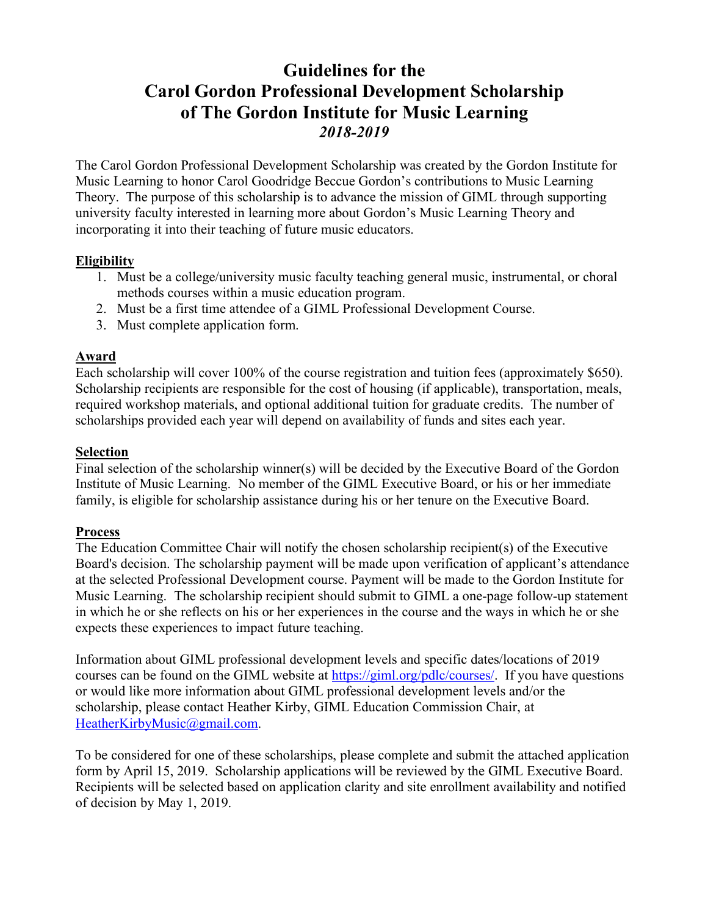# Guidelines for the Carol Gordon Professional Development Scholarship of The Gordon Institute for Music Learning

*2018-2019*

The Carol Gordon Professional Development Scholarship was created by the Gordon Institute for Music Learning to honor Carol Goodridge Beccue Gordon's contributions to Music Learning Theory. The purpose of this scholarship is to advance the mission of GIML through supporting university faculty interested in learning more about Gordon's Music Learning Theory and incorporating it into their teaching of future music educators.

## Eligibility

1. Must be a college/university music faculty teaching general music, instrumental, or choral methods courses within a music education program.
2. Must be a first time attendee of a GIML Professional Development Course.
3. Must complete application form.

## Award

Each scholarship will cover 100% of the course registration and tuition fees (approximately $650). Scholarship recipients are responsible for the cost of housing (if applicable), transportation, meals, required workshop materials, and optional additional tuition for graduate credits. The number of scholarships provided each year will depend on availability of funds and sites each year.

## Selection

Final selection of the scholarship winner(s) will be decided by the Executive Board of the Gordon Institute of Music Learning. No member of the GIML Executive Board, or his or her immediate family, is eligible for scholarship assistance during his or her tenure on the Executive Board.

## Process

The Education Committee Chair will notify the chosen scholarship recipient(s) of the Executive Board's decision. The scholarship payment will be made upon verification of applicant's attendance at the selected Professional Development course. Payment will be made to the Gordon Institute for Music Learning. The scholarship recipient should submit to GIML a one-page follow-up statement in which he or she reflects on his or her experiences in the course and the ways in which he or she expects these experiences to impact future teaching.

Information about GIML professional development levels and specific dates/locations of 2019 courses can be found on the GIML website at https://giml.org/pdlc/courses/. If you have questions or would like more information about GIML professional development levels and/or the scholarship, please contact Heather Kirby, GIML Education Commission Chair, at HeatherKirbyMusic@gmail.com.

To be considered for one of these scholarships, please complete and submit the attached application form by April 15, 2019. Scholarship applications will be reviewed by the GIML Executive Board. Recipients will be selected based on application clarity and site enrollment availability and notified of decision by May 1, 2019.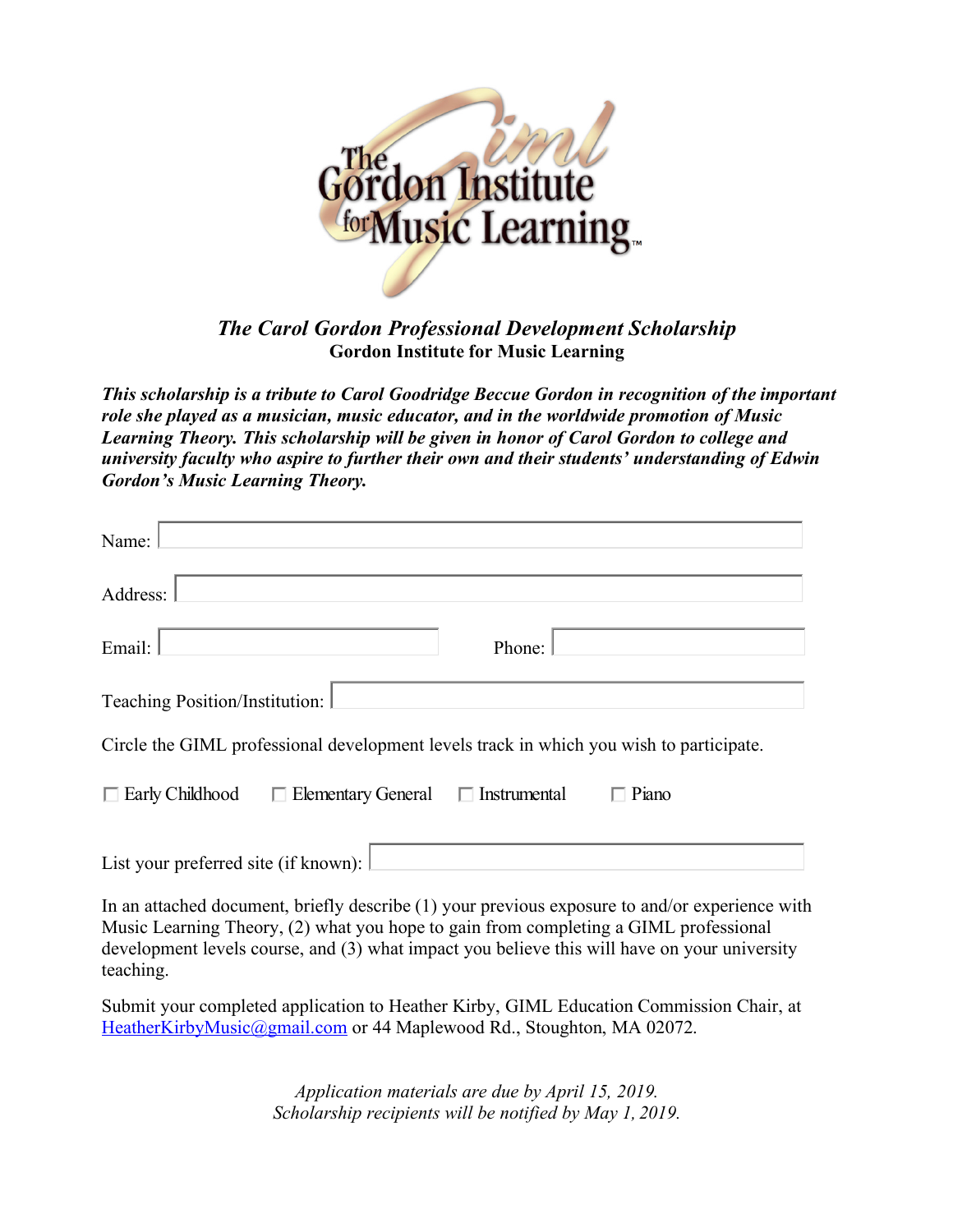The Gordon Institute for Music Learning

# *The Carol Gordon Professional Development Scholarship*

**Gordon Institute for Music Learning**

***This scholarship is a tribute to Carol Goodridge Beccue Gordon in recognition of the important role she played as a musician, music educator, and in the worldwide promotion of Music Learning Theory. This scholarship will be given in honor of Carol Gordon to college and university faculty who aspire to further their own and their students' understanding of Edwin Gordon's Music Learning Theory.***

Name:

Address:

Email: Phone:

Teaching Position/Institution:

Circle the GIML professional development levels track in which you wish to participate.

☐ Early Childhood ☐ Elementary General ☐ Instrumental ☐ Piano

List your preferred site (if known):

In an attached document, briefly describe (1) your previous exposure to and/or experience with Music Learning Theory, (2) what you hope to gain from completing a GIML professional development levels course, and (3) what impact you believe this will have on your university teaching.

Submit your completed application to Heather Kirby, GIML Education Commission Chair, at HeatherKirbyMusic@gmail.com or 44 Maplewood Rd., Stoughton, MA 02072.

*Application materials are due by April 15, 2019.*
*Scholarship recipients will be notified by May 1, 2019.*